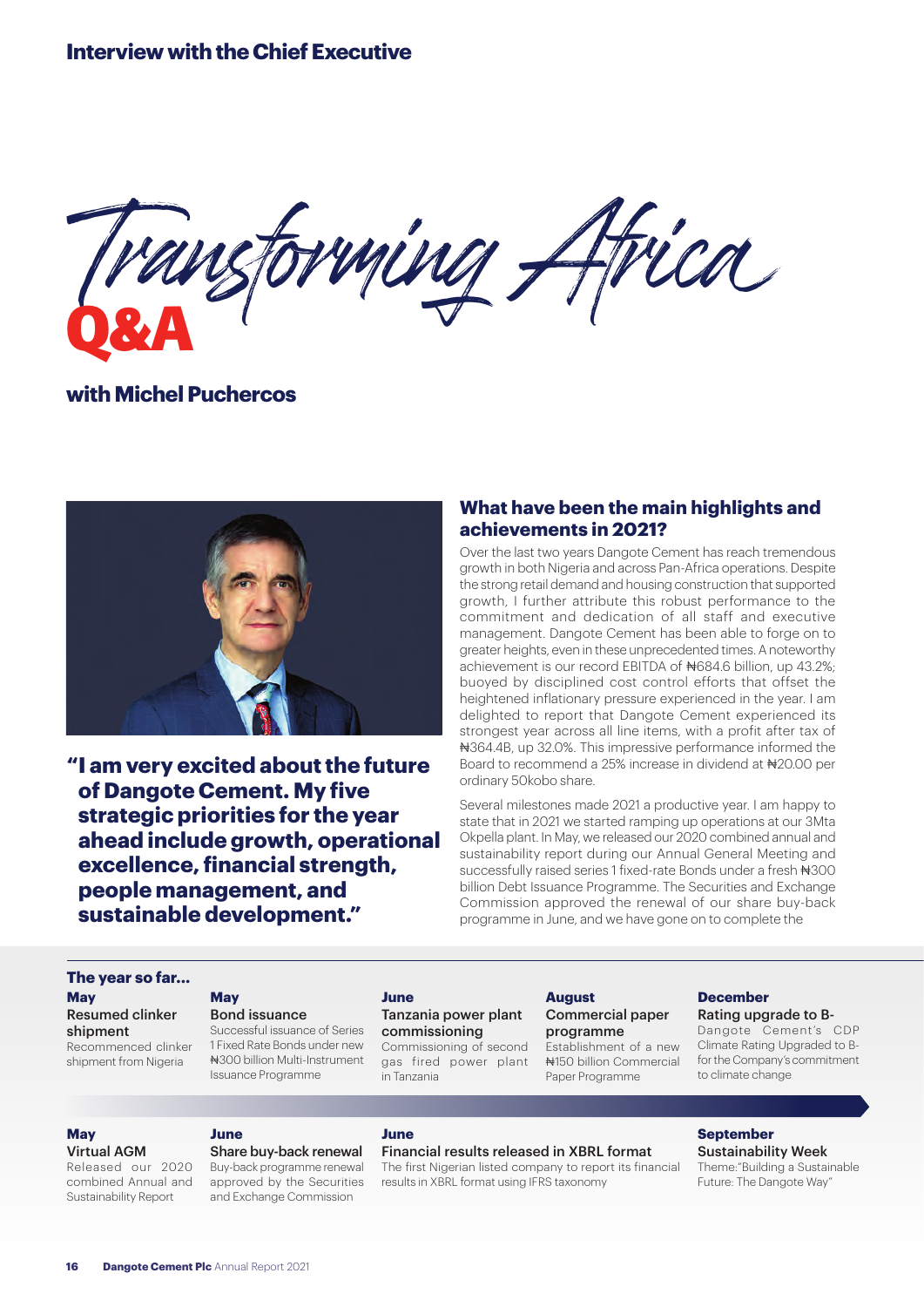## Interview with the Chief Executive

# Transforming Africa Q&A

### with Michel Puchercos

**"I am very excited about the future of Dangote Cement. My five strategic priorities for the year ahead include growth, operational excellence, financial strength, people management, and sustainable development."**

### What have been the main highlights and achievements in 2021?

Over the last two years Dangote Cement has reach tremendous growth in both Nigeria and across Pan-Africa operations. Despite the strong retail demand and housing construction that supported growth, I further attribute this robust performance to the commitment and dedication of all staff and executive management. Dangote Cement has been able to forge on to greater heights, even in these unprecedented times. A noteworthy achievement is our record EBITDA of ₦684.6 billion, up 43.2%; buoyed by disciplined cost control efforts that offset the heightened inflationary pressure experienced in the year. I am delighted to report that Dangote Cement experienced its strongest year across all line items, with a profit after tax of ₦364.4B, up 32.0%. This impressive performance informed the Board to recommend a 25% increase in dividend at ₦20.00 per ordinary 50kobo share.

Several milestones made 2021 a productive year. I am happy to state that in 2021 we started ramping up operations at our 3Mta Okpella plant. In May, we released our 2020 combined annual and sustainability report during our Annual General Meeting and successfully raised series 1 fixed-rate Bonds under a fresh ₦300 billion Debt Issuance Programme. The Securities and Exchange Commission approved the renewal of our share buy-back programme in June, and we have gone on to complete the

### The year so far...

**May**
**Resumed clinker shipment**
Recommenced clinker shipment from Nigeria

**May**
**Bond issuance**
Successful issuance of Series 1 Fixed Rate Bonds under new ₦300 billion Multi-Instrument Issuance Programme

**June**
**Tanzania power plant commissioning**
Commissioning of second gas fired power plant in Tanzania

**August**
**Commercial paper programme**
Establishment of a new ₦150 billion Commercial Paper Programme

**December**
**Rating upgrade to B-**
Dangote Cement's CDP Climate Rating Upgraded to B- for the Company's commitment to climate change

**May**
**Virtual AGM**
Released our 2020 combined Annual and Sustainability Report

**June**
**Share buy-back renewal**
Buy-back programme renewal approved by the Securities and Exchange Commission

**June**
**Financial results released in XBRL format**
The first Nigerian listed company to report its financial results in XBRL format using IFRS taxonomy

**September**
**Sustainability Week**
Theme:"Building a Sustainable Future: The Dangote Way"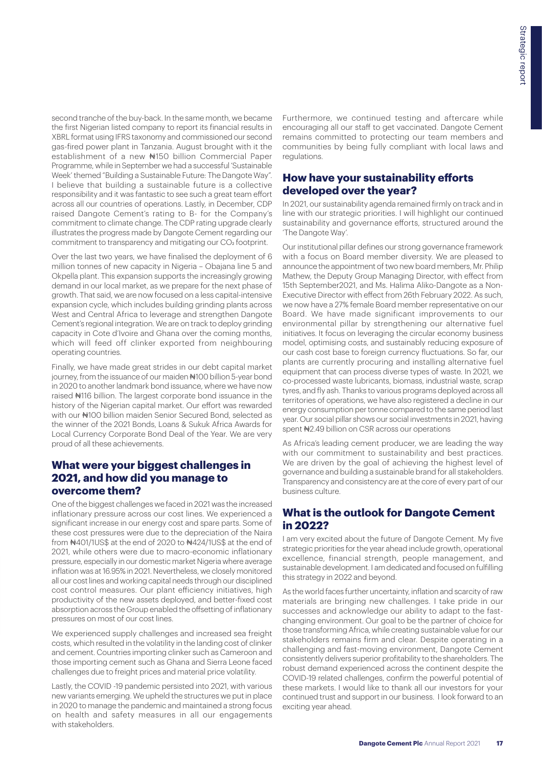second tranche of the buy-back. In the same month, we became the first Nigerian listed company to report its financial results in XBRL format using IFRS taxonomy and commissioned our second gas-fired power plant in Tanzania. August brought with it the establishment of a new ₦150 billion Commercial Paper Programme, while in September we had a successful 'Sustainable Week' themed "Building a Sustainable Future: The Dangote Way". I believe that building a sustainable future is a collective responsibility and it was fantastic to see such a great team effort across all our countries of operations. Lastly, in December, CDP raised Dangote Cement's rating to B- for the Company's commitment to climate change. The CDP rating upgrade clearly illustrates the progress made by Dangote Cement regarding our commitment to transparency and mitigating our $CO_2$ footprint.

Over the last two years, we have finalised the deployment of 6 million tonnes of new capacity in Nigeria – Obajana line 5 and Okpella plant. This expansion supports the increasingly growing demand in our local market, as we prepare for the next phase of growth. That said, we are now focused on a less capital-intensive expansion cycle, which includes building grinding plants across West and Central Africa to leverage and strengthen Dangote Cement's regional integration. We are on track to deploy grinding capacity in Cote d'Ivoire and Ghana over the coming months, which will feed off clinker exported from neighbouring operating countries.

Finally, we have made great strides in our debt capital market journey, from the issuance of our maiden ₦100 billion 5-year bond in 2020 to another landmark bond issuance, where we have now raised ₦116 billion. The largest corporate bond issuance in the history of the Nigerian capital market. Our effort was rewarded with our ₦100 billion maiden Senior Secured Bond, selected as the winner of the 2021 Bonds, Loans & Sukuk Africa Awards for Local Currency Corporate Bond Deal of the Year. We are very proud of all these achievements.

## What were your biggest challenges in 2021, and how did you manage to overcome them?

One of the biggest challenges we faced in 2021 was the increased inflationary pressure across our cost lines. We experienced a significant increase in our energy cost and spare parts. Some of these cost pressures were due to the depreciation of the Naira from ₦401/1US$ at the end of 2020 to ₦424/1US$ at the end of 2021, while others were due to macro-economic inflationary pressure, especially in our domestic market Nigeria where average inflation was at 16.95% in 2021. Nevertheless, we closely monitored all our cost lines and working capital needs through our disciplined cost control measures. Our plant efficiency initiatives, high productivity of the new assets deployed, and better-fixed cost absorption across the Group enabled the offsetting of inflationary pressures on most of our cost lines.

We experienced supply challenges and increased sea freight costs, which resulted in the volatility in the landing cost of clinker and cement. Countries importing clinker such as Cameroon and those importing cement such as Ghana and Sierra Leone faced challenges due to freight prices and material price volatility.

Lastly, the COVID -19 pandemic persisted into 2021, with various new variants emerging. We upheld the structures we put in place in 2020 to manage the pandemic and maintained a strong focus on health and safety measures in all our engagements with stakeholders.

Furthermore, we continued testing and aftercare while encouraging all our staff to get vaccinated. Dangote Cement remains committed to protecting our team members and communities by being fully compliant with local laws and regulations.

## How have your sustainability efforts developed over the year?

In 2021, our sustainability agenda remained firmly on track and in line with our strategic priorities. I will highlight our continued sustainability and governance efforts, structured around the 'The Dangote Way'.

Our institutional pillar defines our strong governance framework with a focus on Board member diversity. We are pleased to announce the appointment of two new board members, Mr. Philip Mathew, the Deputy Group Managing Director, with effect from 15th September2021, and Ms. Halima Aliko-Dangote as a Non-Executive Director with effect from 26th February 2022. As such, we now have a 27% female Board member representative on our Board. We have made significant improvements to our environmental pillar by strengthening our alternative fuel initiatives. It focus on leveraging the circular economy business model, optimising costs, and sustainably reducing exposure of our cash cost base to foreign currency fluctuations. So far, our plants are currently procuring and installing alternative fuel equipment that can process diverse types of waste. In 2021, we co-processed waste lubricants, biomass, industrial waste, scrap tyres, and fly ash. Thanks to various programs deployed across all territories of operations, we have also registered a decline in our energy consumption per tonne compared to the same period last year. Our social pillar shows our social investments in 2021, having spent ₦2.49 billion on CSR across our operations

As Africa's leading cement producer, we are leading the way with our commitment to sustainability and best practices. We are driven by the goal of achieving the highest level of governance and building a sustainable brand for all stakeholders. Transparency and consistency are at the core of every part of our business culture.

## What is the outlook for Dangote Cement in 2022?

I am very excited about the future of Dangote Cement. My five strategic priorities for the year ahead include growth, operational excellence, financial strength, people management, and sustainable development. I am dedicated and focused on fulfilling this strategy in 2022 and beyond.

As the world faces further uncertainty, inflation and scarcity of raw materials are bringing new challenges. I take pride in our successes and acknowledge our ability to adapt to the fast-changing environment. Our goal to be the partner of choice for those transforming Africa, while creating sustainable value for our stakeholders remains firm and clear. Despite operating in a challenging and fast-moving environment, Dangote Cement consistently delivers superior profitability to the shareholders. The robust demand experienced across the continent despite the COVID-19 related challenges, confirm the powerful potential of these markets. I would like to thank all our investors for your continued trust and support in our business. I look forward to an exciting year ahead.